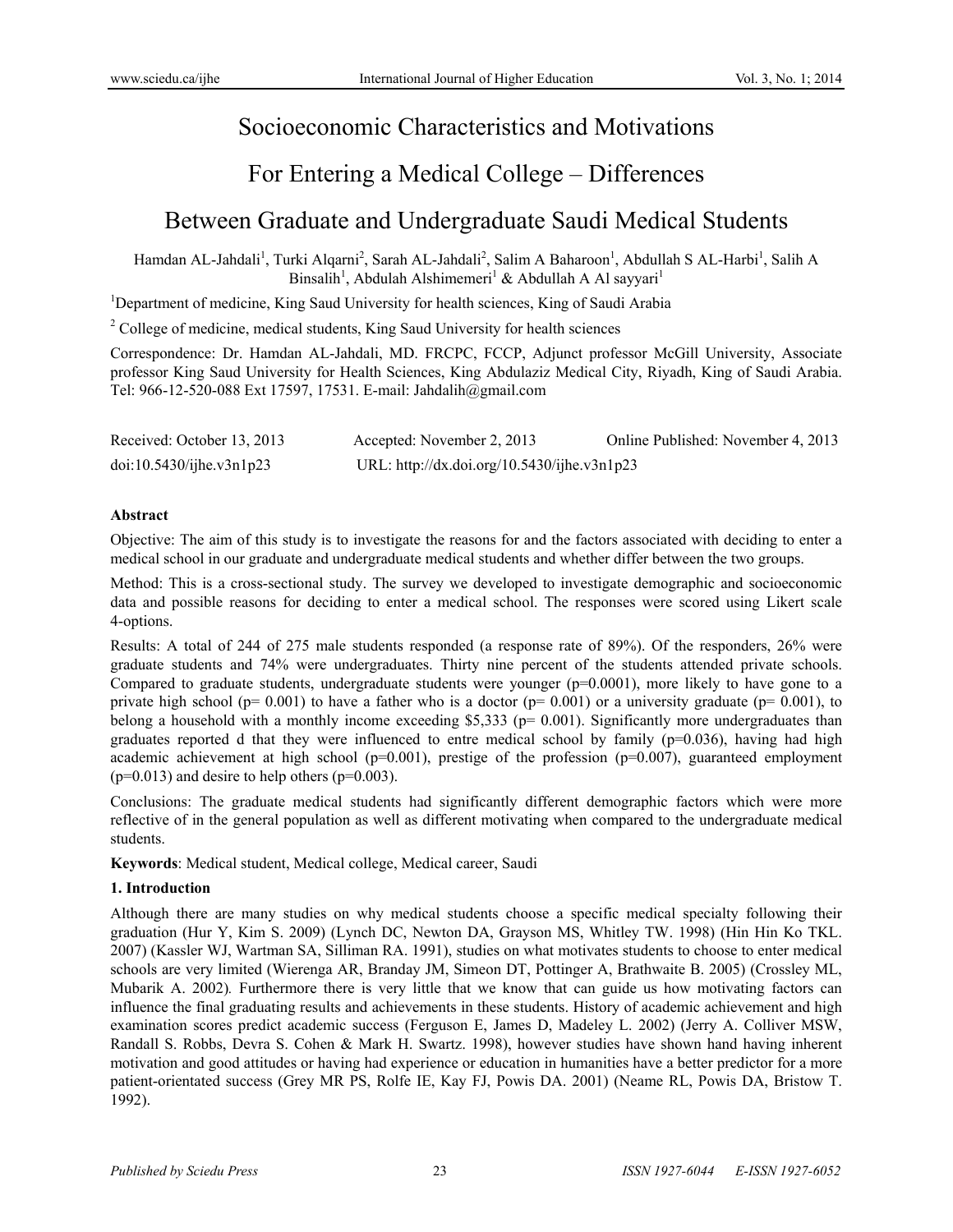# Socioeconomic Characteristics and Motivations For Entering a Medical College – Differences Between Graduate and Undergraduate Saudi Medical Students

Hamdan AL-Jahdali[1], Turki Alqarni[2], Sarah AL-Jahdali[2], Salim A Baharoon[1], Abdullah S AL-Harbi[1], Salih A Binsalih[1], Abdulah Alshimemeri[1] & Abdullah A Al sayyari[1]

[1]Department of medicine, King Saud University for health sciences, King of Saudi Arabia

[2] College of medicine, medical students, King Saud University for health sciences

Correspondence: Dr. Hamdan AL-Jahdali, MD. FRCPC, FCCP, Adjunct professor McGill University, Associate professor King Saud University for Health Sciences, King Abdulaziz Medical City, Riyadh, King of Saudi Arabia. Tel: 966-12-520-088 Ext 17597, 17531. E-mail: Jahdalih@gmail.com

Received: October 13, 2013 Accepted: November 2, 2013 Online Published: November 4, 2013

doi:10.5430/ijhe.v3n1p23 URL: http://dx.doi.org/10.5430/ijhe.v3n1p23

**Abstract**

Objective: The aim of this study is to investigate the reasons for and the factors associated with deciding to enter a medical school in our graduate and undergraduate medical students and whether differ between the two groups.

Method: This is a cross-sectional study. The survey we developed to investigate demographic and socioeconomic data and possible reasons for deciding to enter a medical school. The responses were scored using Likert scale 4-options.

Results: A total of 244 of 275 male students responded (a response rate of 89%). Of the responders, 26% were graduate students and 74% were undergraduates. Thirty nine percent of the students attended private schools. Compared to graduate students, undergraduate students were younger ($p=0.0001$), more likely to have gone to a private high school ($p= 0.001$) to have a father who is a doctor ($p= 0.001$) or a university graduate ($p= 0.001$), to belong a household with a monthly income exceeding \$5,333 ($p= 0.001$). Significantly more undergraduates than graduates reported d that they were influenced to entre medical school by family ($p=0.036$), having had high academic achievement at high school ($p=0.001$), prestige of the profession ($p=0.007$), guaranteed employment ($p=0.013$) and desire to help others ($p=0.003$).

Conclusions: The graduate medical students had significantly different demographic factors which were more reflective of in the general population as well as different motivating when compared to the undergraduate medical students.

**Keywords**: Medical student, Medical college, Medical career, Saudi

## 1. Introduction

Although there are many studies on why medical students choose a specific medical specialty following their graduation (Hur Y, Kim S. 2009) (Lynch DC, Newton DA, Grayson MS, Whitley TW. 1998) (Hin Hin Ko TKL. 2007) (Kassler WJ, Wartman SA, Silliman RA. 1991), studies on what motivates students to choose to enter medical schools are very limited (Wierenga AR, Branday JM, Simeon DT, Pottinger A, Brathwaite B. 2005) (Crossley ML, Mubarik A. 2002). Furthermore there is very little that we know that can guide us how motivating factors can influence the final graduating results and achievements in these students. History of academic achievement and high examination scores predict academic success (Ferguson E, James D, Madeley L. 2002) (Jerry A. Colliver MSW, Randall S. Robbs, Devra S. Cohen & Mark H. Swartz. 1998), however studies have shown hand having inherent motivation and good attitudes or having had experience or education in humanities have a better predictor for a more patient-orientated success (Grey MR PS, Rolfe IE, Kay FJ, Powis DA. 2001) (Neame RL, Powis DA, Bristow T. 1992).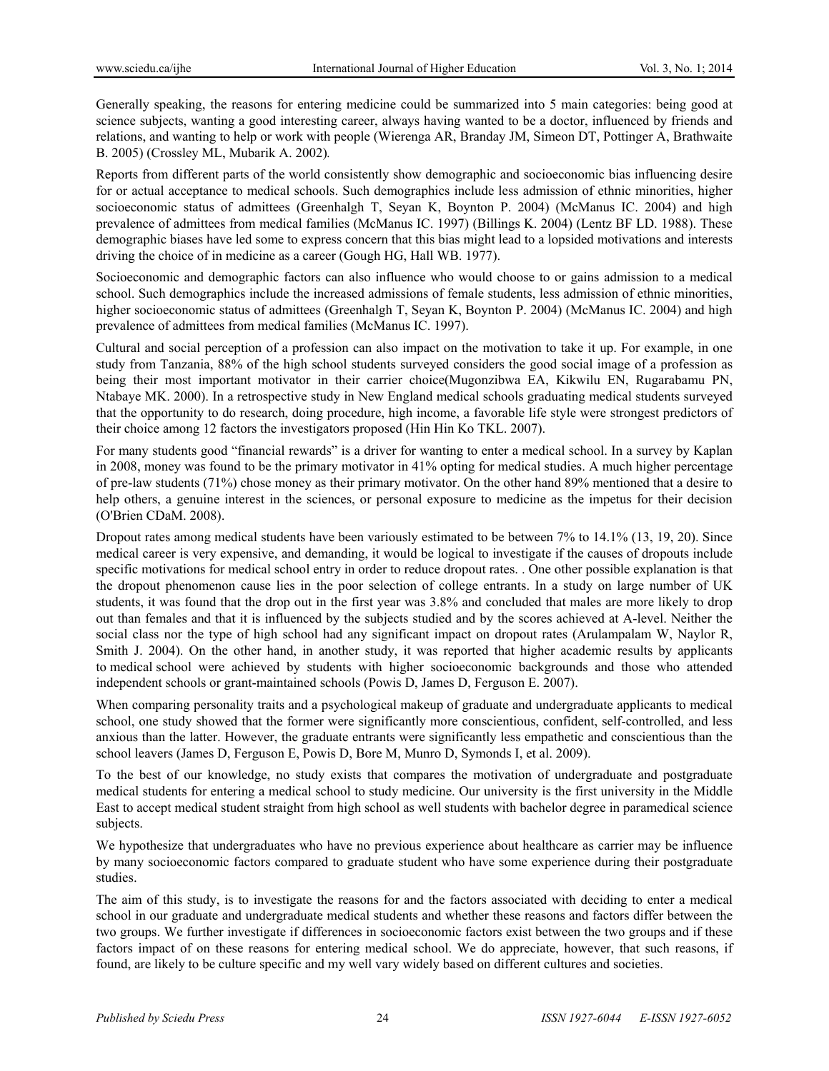Generally speaking, the reasons for entering medicine could be summarized into 5 main categories: being good at science subjects, wanting a good interesting career, always having wanted to be a doctor, influenced by friends and relations, and wanting to help or work with people (Wierenga AR, Branday JM, Simeon DT, Pottinger A, Brathwaite B. 2005) (Crossley ML, Mubarik A. 2002).

Reports from different parts of the world consistently show demographic and socioeconomic bias influencing desire for or actual acceptance to medical schools. Such demographics include less admission of ethnic minorities, higher socioeconomic status of admittees (Greenhalgh T, Seyan K, Boynton P. 2004) (McManus IC. 2004) and high prevalence of admittees from medical families (McManus IC. 1997) (Billings K. 2004) (Lentz BF LD. 1988). These demographic biases have led some to express concern that this bias might lead to a lopsided motivations and interests driving the choice of in medicine as a career (Gough HG, Hall WB. 1977).

Socioeconomic and demographic factors can also influence who would choose to or gains admission to a medical school. Such demographics include the increased admissions of female students, less admission of ethnic minorities, higher socioeconomic status of admittees (Greenhalgh T, Seyan K, Boynton P. 2004) (McManus IC. 2004) and high prevalence of admittees from medical families (McManus IC. 1997).

Cultural and social perception of a profession can also impact on the motivation to take it up. For example, in one study from Tanzania, 88% of the high school students surveyed considers the good social image of a profession as being their most important motivator in their carrier choice(Mugonzibwa EA, Kikwilu EN, Rugarabamu PN, Ntabaye MK. 2000). In a retrospective study in New England medical schools graduating medical students surveyed that the opportunity to do research, doing procedure, high income, a favorable life style were strongest predictors of their choice among 12 factors the investigators proposed (Hin Hin Ko TKL. 2007).

For many students good "financial rewards" is a driver for wanting to enter a medical school. In a survey by Kaplan in 2008, money was found to be the primary motivator in 41% opting for medical studies. A much higher percentage of pre-law students (71%) chose money as their primary motivator. On the other hand 89% mentioned that a desire to help others, a genuine interest in the sciences, or personal exposure to medicine as the impetus for their decision (O'Brien CDaM. 2008).

Dropout rates among medical students have been variously estimated to be between 7% to 14.1% (13, 19, 20). Since medical career is very expensive, and demanding, it would be logical to investigate if the causes of dropouts include specific motivations for medical school entry in order to reduce dropout rates. . One other possible explanation is that the dropout phenomenon cause lies in the poor selection of college entrants. In a study on large number of UK students, it was found that the drop out in the first year was 3.8% and concluded that males are more likely to drop out than females and that it is influenced by the subjects studied and by the scores achieved at A-level. Neither the social class nor the type of high school had any significant impact on dropout rates (Arulampalam W, Naylor R, Smith J. 2004). On the other hand, in another study, it was reported that higher academic results by applicants to medical school were achieved by students with higher socioeconomic backgrounds and those who attended independent schools or grant-maintained schools (Powis D, James D, Ferguson E. 2007).

When comparing personality traits and a psychological makeup of graduate and undergraduate applicants to medical school, one study showed that the former were significantly more conscientious, confident, self-controlled, and less anxious than the latter. However, the graduate entrants were significantly less empathetic and conscientious than the school leavers (James D, Ferguson E, Powis D, Bore M, Munro D, Symonds I, et al. 2009).

To the best of our knowledge, no study exists that compares the motivation of undergraduate and postgraduate medical students for entering a medical school to study medicine. Our university is the first university in the Middle East to accept medical student straight from high school as well students with bachelor degree in paramedical science subjects.

We hypothesize that undergraduates who have no previous experience about healthcare as carrier may be influence by many socioeconomic factors compared to graduate student who have some experience during their postgraduate studies.

The aim of this study, is to investigate the reasons for and the factors associated with deciding to enter a medical school in our graduate and undergraduate medical students and whether these reasons and factors differ between the two groups. We further investigate if differences in socioeconomic factors exist between the two groups and if these factors impact of on these reasons for entering medical school. We do appreciate, however, that such reasons, if found, are likely to be culture specific and my well vary widely based on different cultures and societies.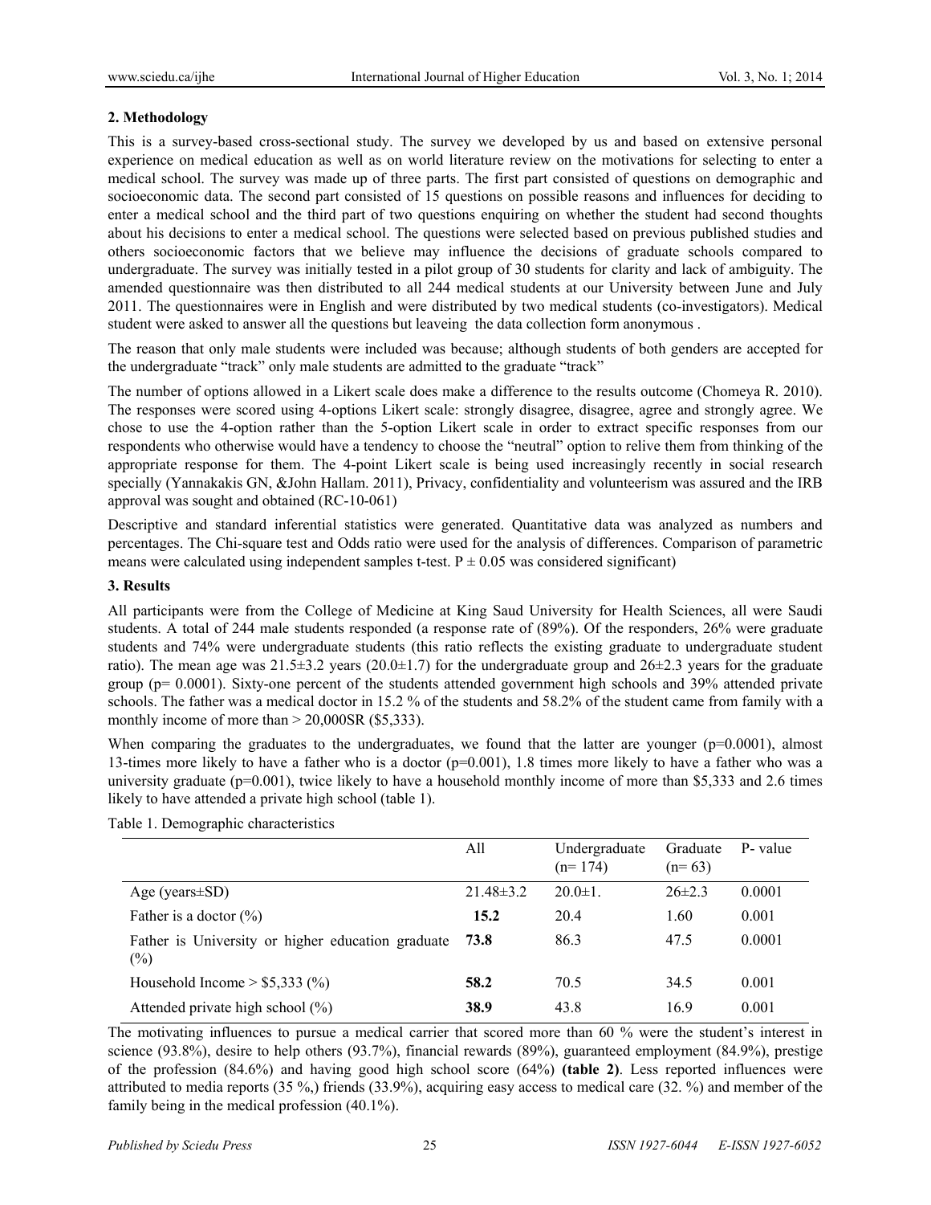## 2. Methodology

This is a survey-based cross-sectional study. The survey we developed by us and based on extensive personal experience on medical education as well as on world literature review on the motivations for selecting to enter a medical school. The survey was made up of three parts. The first part consisted of questions on demographic and socioeconomic data. The second part consisted of 15 questions on possible reasons and influences for deciding to enter a medical school and the third part of two questions enquiring on whether the student had second thoughts about his decisions to enter a medical school. The questions were selected based on previous published studies and others socioeconomic factors that we believe may influence the decisions of graduate schools compared to undergraduate. The survey was initially tested in a pilot group of 30 students for clarity and lack of ambiguity. The amended questionnaire was then distributed to all 244 medical students at our University between June and July 2011. The questionnaires were in English and were distributed by two medical students (co-investigators). Medical student were asked to answer all the questions but leaveing the data collection form anonymous .

The reason that only male students were included was because; although students of both genders are accepted for the undergraduate "track" only male students are admitted to the graduate "track"

The number of options allowed in a Likert scale does make a difference to the results outcome (Chomeya R. 2010). The responses were scored using 4-options Likert scale: strongly disagree, disagree, agree and strongly agree. We chose to use the 4-option rather than the 5-option Likert scale in order to extract specific responses from our respondents who otherwise would have a tendency to choose the "neutral" option to relive them from thinking of the appropriate response for them. The 4-point Likert scale is being used increasingly recently in social research specially (Yannakakis GN, &John Hallam. 2011), Privacy, confidentiality and volunteerism was assured and the IRB approval was sought and obtained (RC-10-061)

Descriptive and standard inferential statistics were generated. Quantitative data was analyzed as numbers and percentages. The Chi-square test and Odds ratio were used for the analysis of differences. Comparison of parametric means were calculated using independent samples t-test. P ± 0.05 was considered significant)

## 3. Results

All participants were from the College of Medicine at King Saud University for Health Sciences, all were Saudi students. A total of 244 male students responded (a response rate of (89%). Of the responders, 26% were graduate students and 74% were undergraduate students (this ratio reflects the existing graduate to undergraduate student ratio). The mean age was 21.5±3.2 years (20.0±1.7) for the undergraduate group and 26±2.3 years for the graduate group (p= 0.0001). Sixty-one percent of the students attended government high schools and 39% attended private schools. The father was a medical doctor in 15.2 % of the students and 58.2% of the student came from family with a monthly income of more than > 20,000SR ($5,333).

When comparing the graduates to the undergraduates, we found that the latter are younger (p=0.0001), almost 13-times more likely to have a father who is a doctor (p=0.001), 1.8 times more likely to have a father who was a university graduate (p=0.001), twice likely to have a household monthly income of more than $5,333 and 2.6 times likely to have attended a private high school (table 1).

Table 1. Demographic characteristics

| | All | Undergraduate (n= 174) | Graduate (n= 63) | P- value |
|---|---|---|---|---|
| Age (years±SD) | 21.48±3.2 | 20.0±1. | 26±2.3 | 0.0001 |
| Father is a doctor (%) | **15.2** | 20.4 | 1.60 | 0.001 |
| Father is University or higher education graduate (%) | **73.8** | 86.3 | 47.5 | 0.0001 |
| Household Income > $5,333 (%) | **58.2** | 70.5 | 34.5 | 0.001 |
| Attended private high school (%) | **38.9** | 43.8 | 16.9 | 0.001 |

The motivating influences to pursue a medical carrier that scored more than 60 % were the student's interest in science (93.8%), desire to help others (93.7%), financial rewards (89%), guaranteed employment (84.9%), prestige of the profession (84.6%) and having good high school score (64%) **(table 2)**. Less reported influences were attributed to media reports (35 %,) friends (33.9%), acquiring easy access to medical care (32. %) and member of the family being in the medical profession (40.1%).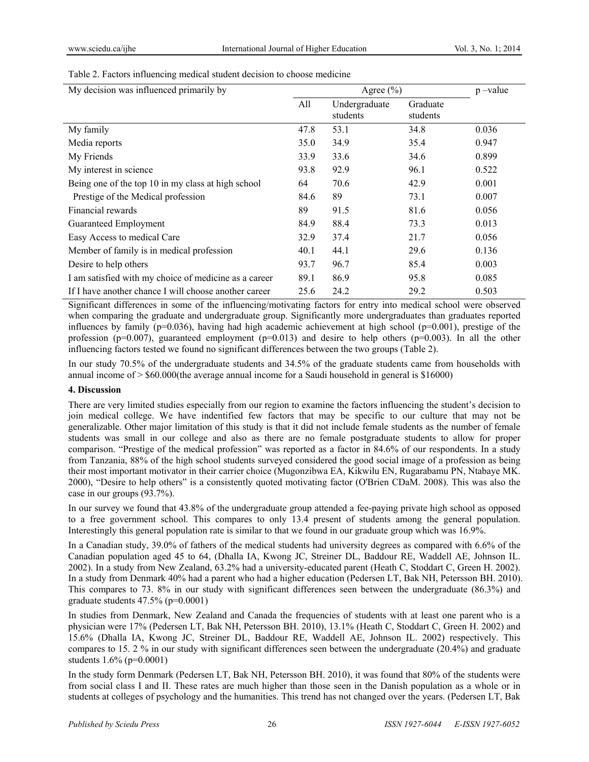Table 2. Factors influencing medical student decision to choose medicine

| My decision was influenced primarily by | Agree (%) | | | p –value |
|---|---|---|---|---|
| | All | Undergraduate students | Graduate students | |
| My family | 47.8 | 53.1 | 34.8 | 0.036 |
| Media reports | 35.0 | 34.9 | 35.4 | 0.947 |
| My Friends | 33.9 | 33.6 | 34.6 | 0.899 |
| My interest in science | 93.8 | 92.9 | 96.1 | 0.522 |
| Being one of the top 10 in my class at high school | 64 | 70.6 | 42.9 | 0.001 |
| Prestige of the Medical profession | 84.6 | 89 | 73.1 | 0.007 |
| Financial rewards | 89 | 91.5 | 81.6 | 0.056 |
| Guaranteed Employment | 84.9 | 88.4 | 73.3 | 0.013 |
| Easy Access to medical Care | 32.9 | 37.4 | 21.7 | 0.056 |
| Member of family is in medical profession | 40.1 | 44.1 | 29.6 | 0.136 |
| Desire to help others | 93.7 | 96.7 | 85.4 | 0.003 |
| I am satisfied with my choice of medicine as a career | 89.1 | 86.9 | 95.8 | 0.085 |
| If I have another chance I will choose another career | 25.6 | 24.2 | 29.2 | 0.503 |

Significant differences in some of the influencing/motivating factors for entry into medical school were observed when comparing the graduate and undergraduate group. Significantly more undergraduates than graduates reported influences by family (p=0.036), having had high academic achievement at high school (p=0.001), prestige of the profession (p=0.007), guaranteed employment (p=0.013) and desire to help others (p=0.003). In all the other influencing factors tested we found no significant differences between the two groups (Table 2).

In our study 70.5% of the undergraduate students and 34.5% of the graduate students came from households with annual income of > $60.000(the average annual income for a Saudi household in general is $16000)

## 4. Discussion

There are very limited studies especially from our region to examine the factors influencing the student's decision to join medical college. We have indentified few factors that may be specific to our culture that may not be generalizable. Other major limitation of this study is that it did not include female students as the number of female students was small in our college and also as there are no female postgraduate students to allow for proper comparison. "Prestige of the medical profession" was reported as a factor in 84.6% of our respondents. In a study from Tanzania, 88% of the high school students surveyed considered the good social image of a profession as being their most important motivator in their carrier choice (Mugonzibwa EA, Kikwilu EN, Rugarabamu PN, Ntabaye MK. 2000), "Desire to help others" is a consistently quoted motivating factor (O'Brien CDaM. 2008). This was also the case in our groups (93.7%).

In our survey we found that 43.8% of the undergraduate group attended a fee-paying private high school as opposed to a free government school. This compares to only 13.4 present of students among the general population. Interestingly this general population rate is similar to that we found in our graduate group which was 16.9%.

In a Canadian study, 39.0% of fathers of the medical students had university degrees as compared with 6.6% of the Canadian population aged 45 to 64, (Dhalla IA, Kwong JC, Streiner DL, Baddour RE, Waddell AE, Johnson IL. 2002). In a study from New Zealand, 63.2% had a university-educated parent (Heath C, Stoddart C, Green H. 2002). In a study from Denmark 40% had a parent who had a higher education (Pedersen LT, Bak NH, Petersson BH. 2010). This compares to 73. 8% in our study with significant differences seen between the undergraduate (86.3%) and graduate students 47.5% (p=0.0001)

In studies from Denmark, New Zealand and Canada the frequencies of students with at least one parent who is a physician were 17% (Pedersen LT, Bak NH, Petersson BH. 2010), 13.1% (Heath C, Stoddart C, Green H. 2002) and 15.6% (Dhalla IA, Kwong JC, Streiner DL, Baddour RE, Waddell AE, Johnson IL. 2002) respectively. This compares to 15. 2 % in our study with significant differences seen between the undergraduate (20.4%) and graduate students 1.6% (p=0.0001)

In the study form Denmark (Pedersen LT, Bak NH, Petersson BH. 2010), it was found that 80% of the students were from social class I and II. These rates are much higher than those seen in the Danish population as a whole or in students at colleges of psychology and the humanities. This trend has not changed over the years. (Pedersen LT, Bak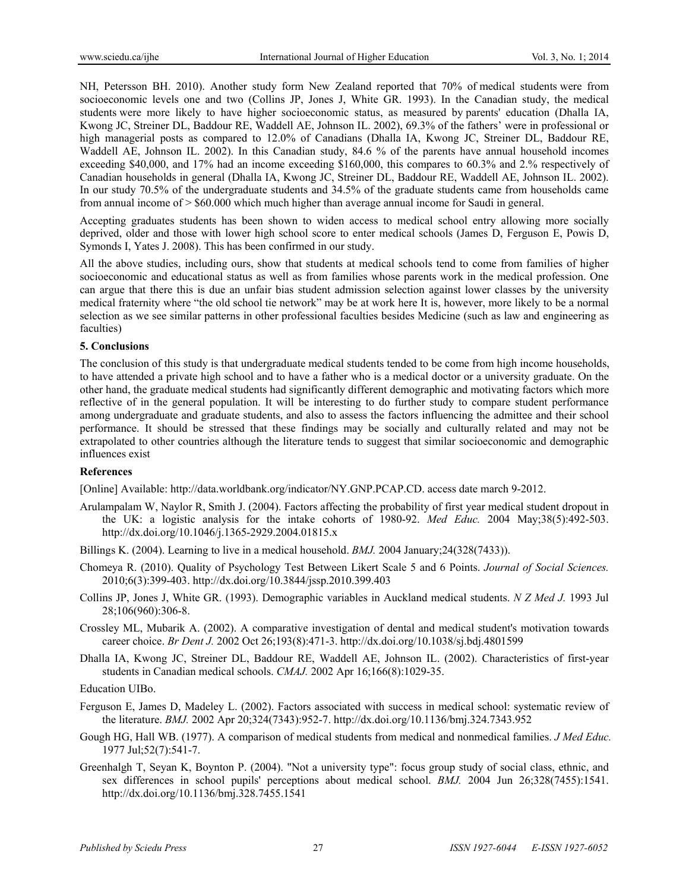NH, Petersson BH. 2010). Another study form New Zealand reported that 70% of medical students were from socioeconomic levels one and two (Collins JP, Jones J, White GR. 1993). In the Canadian study, the medical students were more likely to have higher socioeconomic status, as measured by parents' education (Dhalla IA, Kwong JC, Streiner DL, Baddour RE, Waddell AE, Johnson IL. 2002), 69.3% of the fathers' were in professional or high managerial posts as compared to 12.0% of Canadians (Dhalla IA, Kwong JC, Streiner DL, Baddour RE, Waddell AE, Johnson IL. 2002). In this Canadian study, 84.6 % of the parents have annual household incomes exceeding $40,000, and 17% had an income exceeding $160,000, this compares to 60.3% and 2.% respectively of Canadian households in general (Dhalla IA, Kwong JC, Streiner DL, Baddour RE, Waddell AE, Johnson IL. 2002). In our study 70.5% of the undergraduate students and 34.5% of the graduate students came from households came from annual income of > $60.000 which much higher than average annual income for Saudi in general.

Accepting graduates students has been shown to widen access to medical school entry allowing more socially deprived, older and those with lower high school score to enter medical schools (James D, Ferguson E, Powis D, Symonds I, Yates J. 2008). This has been confirmed in our study.

All the above studies, including ours, show that students at medical schools tend to come from families of higher socioeconomic and educational status as well as from families whose parents work in the medical profession. One can argue that there this is due an unfair bias student admission selection against lower classes by the university medical fraternity where "the old school tie network" may be at work here It is, however, more likely to be a normal selection as we see similar patterns in other professional faculties besides Medicine (such as law and engineering as faculties)

## 5. Conclusions

The conclusion of this study is that undergraduate medical students tended to be come from high income households, to have attended a private high school and to have a father who is a medical doctor or a university graduate. On the other hand, the graduate medical students had significantly different demographic and motivating factors which more reflective of in the general population. It will be interesting to do further study to compare student performance among undergraduate and graduate students, and also to assess the factors influencing the admittee and their school performance. It should be stressed that these findings may be socially and culturally related and may not be extrapolated to other countries although the literature tends to suggest that similar socioeconomic and demographic influences exist

## References

[Online] Available: http://data.worldbank.org/indicator/NY.GNP.PCAP.CD. access date march 9-2012.

Arulampalam W, Naylor R, Smith J. (2004). Factors affecting the probability of first year medical student dropout in the UK: a logistic analysis for the intake cohorts of 1980-92. *Med Educ.* 2004 May;38(5):492-503. http://dx.doi.org/10.1046/j.1365-2929.2004.01815.x

Billings K. (2004). Learning to live in a medical household. *BMJ.* 2004 January;24(328(7433)).

Chomeya R. (2010). Quality of Psychology Test Between Likert Scale 5 and 6 Points. *Journal of Social Sciences.* 2010;6(3):399-403. http://dx.doi.org/10.3844/jssp.2010.399.403

Collins JP, Jones J, White GR. (1993). Demographic variables in Auckland medical students. *N Z Med J.* 1993 Jul 28;106(960):306-8.

Crossley ML, Mubarik A. (2002). A comparative investigation of dental and medical student's motivation towards career choice. *Br Dent J.* 2002 Oct 26;193(8):471-3. http://dx.doi.org/10.1038/sj.bdj.4801599

Dhalla IA, Kwong JC, Streiner DL, Baddour RE, Waddell AE, Johnson IL. (2002). Characteristics of first-year students in Canadian medical schools. *CMAJ.* 2002 Apr 16;166(8):1029-35.

Education UIBo.

Ferguson E, James D, Madeley L. (2002). Factors associated with success in medical school: systematic review of the literature. *BMJ.* 2002 Apr 20;324(7343):952-7. http://dx.doi.org/10.1136/bmj.324.7343.952

Gough HG, Hall WB. (1977). A comparison of medical students from medical and nonmedical families. *J Med Educ.* 1977 Jul;52(7):541-7.

Greenhalgh T, Seyan K, Boynton P. (2004). "Not a university type": focus group study of social class, ethnic, and sex differences in school pupils' perceptions about medical school. *BMJ.* 2004 Jun 26;328(7455):1541. http://dx.doi.org/10.1136/bmj.328.7455.1541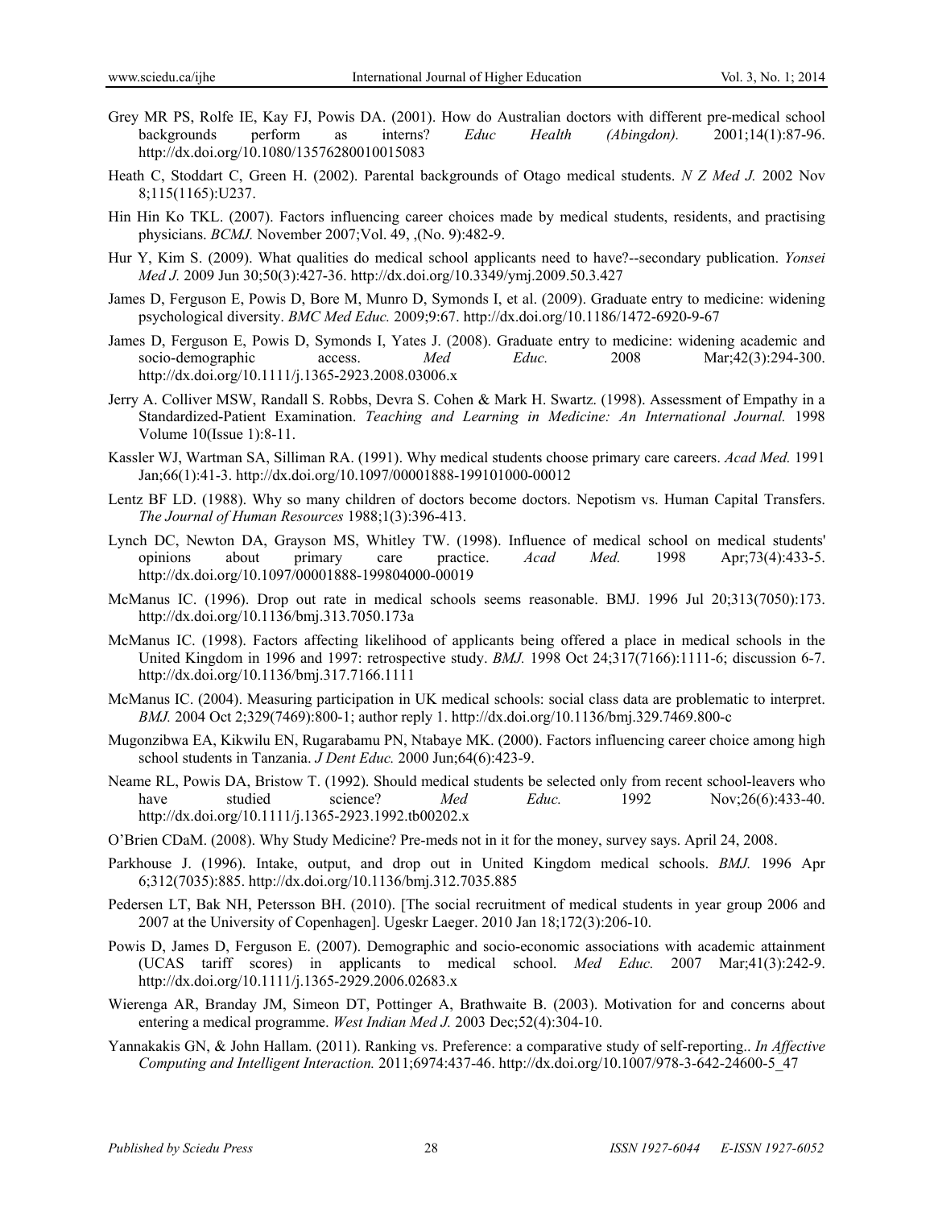Grey MR PS, Rolfe IE, Kay FJ, Powis DA. (2001). How do Australian doctors with different pre-medical school backgrounds perform as interns? *Educ Health (Abingdon).* 2001;14(1):87-96. http://dx.doi.org/10.1080/13576280010015083

Heath C, Stoddart C, Green H. (2002). Parental backgrounds of Otago medical students. *N Z Med J.* 2002 Nov 8;115(1165):U237.

Hin Hin Ko TKL. (2007). Factors influencing career choices made by medical students, residents, and practising physicians. *BCMJ.* November 2007;Vol. 49, ,(No. 9):482-9.

Hur Y, Kim S. (2009). What qualities do medical school applicants need to have?--secondary publication. *Yonsei Med J.* 2009 Jun 30;50(3):427-36. http://dx.doi.org/10.3349/ymj.2009.50.3.427

James D, Ferguson E, Powis D, Bore M, Munro D, Symonds I, et al. (2009). Graduate entry to medicine: widening psychological diversity. *BMC Med Educ.* 2009;9:67. http://dx.doi.org/10.1186/1472-6920-9-67

James D, Ferguson E, Powis D, Symonds I, Yates J. (2008). Graduate entry to medicine: widening academic and socio-demographic access. *Med Educ.* 2008 Mar;42(3):294-300. http://dx.doi.org/10.1111/j.1365-2923.2008.03006.x

Jerry A. Colliver MSW, Randall S. Robbs, Devra S. Cohen & Mark H. Swartz. (1998). Assessment of Empathy in a Standardized-Patient Examination. *Teaching and Learning in Medicine: An International Journal.* 1998 Volume 10(Issue 1):8-11.

Kassler WJ, Wartman SA, Silliman RA. (1991). Why medical students choose primary care careers. *Acad Med.* 1991 Jan;66(1):41-3. http://dx.doi.org/10.1097/00001888-199101000-00012

Lentz BF LD. (1988). Why so many children of doctors become doctors. Nepotism vs. Human Capital Transfers. *The Journal of Human Resources* 1988;1(3):396-413.

Lynch DC, Newton DA, Grayson MS, Whitley TW. (1998). Influence of medical school on medical students' opinions about primary care practice. *Acad Med.* 1998 Apr;73(4):433-5. http://dx.doi.org/10.1097/00001888-199804000-00019

McManus IC. (1996). Drop out rate in medical schools seems reasonable. BMJ. 1996 Jul 20;313(7050):173. http://dx.doi.org/10.1136/bmj.313.7050.173a

McManus IC. (1998). Factors affecting likelihood of applicants being offered a place in medical schools in the United Kingdom in 1996 and 1997: retrospective study. *BMJ.* 1998 Oct 24;317(7166):1111-6; discussion 6-7. http://dx.doi.org/10.1136/bmj.317.7166.1111

McManus IC. (2004). Measuring participation in UK medical schools: social class data are problematic to interpret. *BMJ.* 2004 Oct 2;329(7469):800-1; author reply 1. http://dx.doi.org/10.1136/bmj.329.7469.800-c

Mugonzibwa EA, Kikwilu EN, Rugarabamu PN, Ntabaye MK. (2000). Factors influencing career choice among high school students in Tanzania. *J Dent Educ.* 2000 Jun;64(6):423-9.

Neame RL, Powis DA, Bristow T. (1992). Should medical students be selected only from recent school-leavers who have studied science? *Med Educ.* 1992 Nov;26(6):433-40. http://dx.doi.org/10.1111/j.1365-2923.1992.tb00202.x

O'Brien CDaM. (2008). Why Study Medicine? Pre-meds not in it for the money, survey says. April 24, 2008.

Parkhouse J. (1996). Intake, output, and drop out in United Kingdom medical schools. *BMJ.* 1996 Apr 6;312(7035):885. http://dx.doi.org/10.1136/bmj.312.7035.885

Pedersen LT, Bak NH, Petersson BH. (2010). [The social recruitment of medical students in year group 2006 and 2007 at the University of Copenhagen]. Ugeskr Laeger. 2010 Jan 18;172(3):206-10.

Powis D, James D, Ferguson E. (2007). Demographic and socio-economic associations with academic attainment (UCAS tariff scores) in applicants to medical school. *Med Educ.* 2007 Mar;41(3):242-9. http://dx.doi.org/10.1111/j.1365-2929.2006.02683.x

Wierenga AR, Branday JM, Simeon DT, Pottinger A, Brathwaite B. (2003). Motivation for and concerns about entering a medical programme. *West Indian Med J.* 2003 Dec;52(4):304-10.

Yannakakis GN, & John Hallam. (2011). Ranking vs. Preference: a comparative study of self-reporting.. *In Affective Computing and Intelligent Interaction.* 2011;6974:437-46. http://dx.doi.org/10.1007/978-3-642-24600-5_47